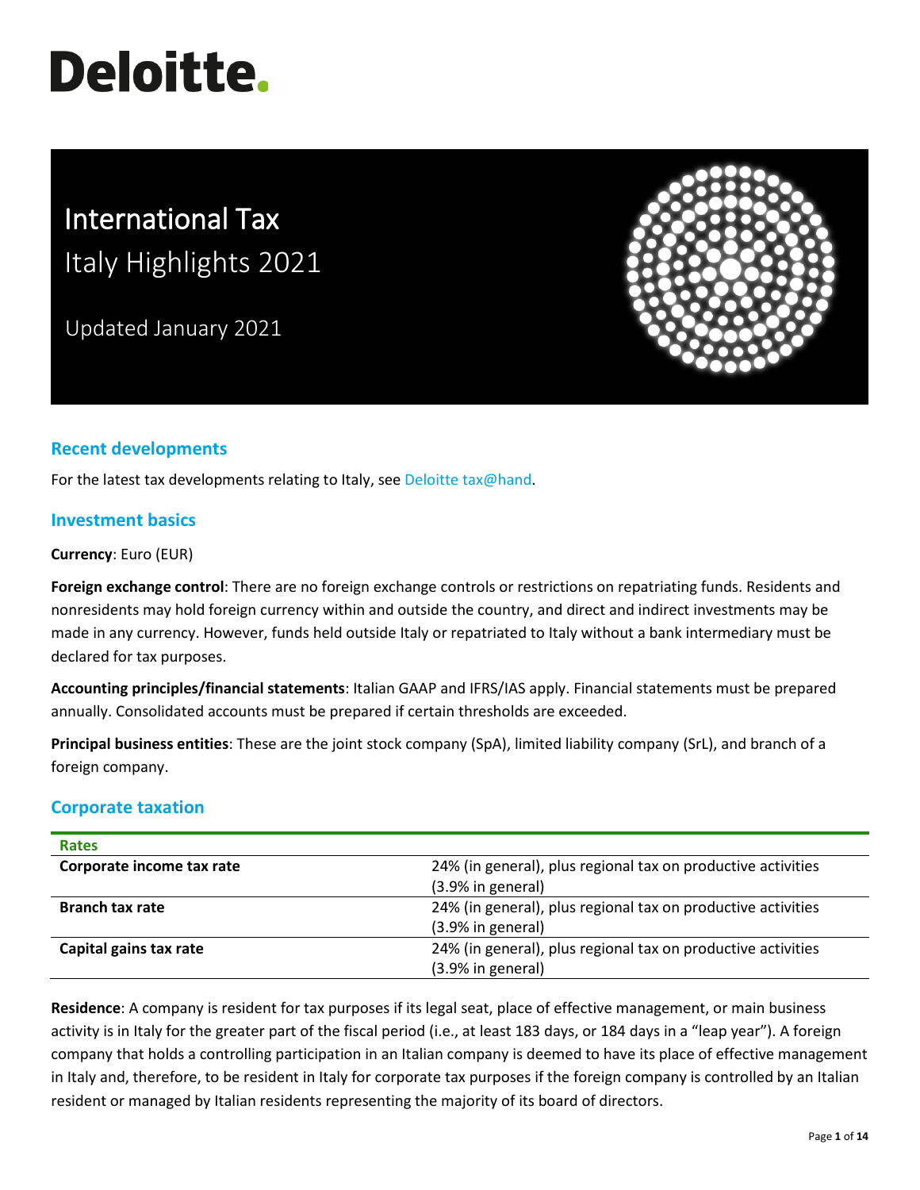# Deloitte.

# International Tax
## Italy Highlights 2021

Updated January 2021

## Recent developments

For the latest tax developments relating to Italy, see Deloitte tax@hand.

## Investment basics

**Currency**: Euro (EUR)

**Foreign exchange control**: There are no foreign exchange controls or restrictions on repatriating funds. Residents and nonresidents may hold foreign currency within and outside the country, and direct and indirect investments may be made in any currency. However, funds held outside Italy or repatriated to Italy without a bank intermediary must be declared for tax purposes.

**Accounting principles/financial statements**: Italian GAAP and IFRS/IAS apply. Financial statements must be prepared annually. Consolidated accounts must be prepared if certain thresholds are exceeded.

**Principal business entities**: These are the joint stock company (SpA), limited liability company (SrL), and branch of a foreign company.

## Corporate taxation

| Rates | |
|---|---|
| **Corporate income tax rate** | 24% (in general), plus regional tax on productive activities (3.9% in general) |
| **Branch tax rate** | 24% (in general), plus regional tax on productive activities (3.9% in general) |
| **Capital gains tax rate** | 24% (in general), plus regional tax on productive activities (3.9% in general) |

**Residence**: A company is resident for tax purposes if its legal seat, place of effective management, or main business activity is in Italy for the greater part of the fiscal period (i.e., at least 183 days, or 184 days in a "leap year"). A foreign company that holds a controlling participation in an Italian company is deemed to have its place of effective management in Italy and, therefore, to be resident in Italy for corporate tax purposes if the foreign company is controlled by an Italian resident or managed by Italian residents representing the majority of its board of directors.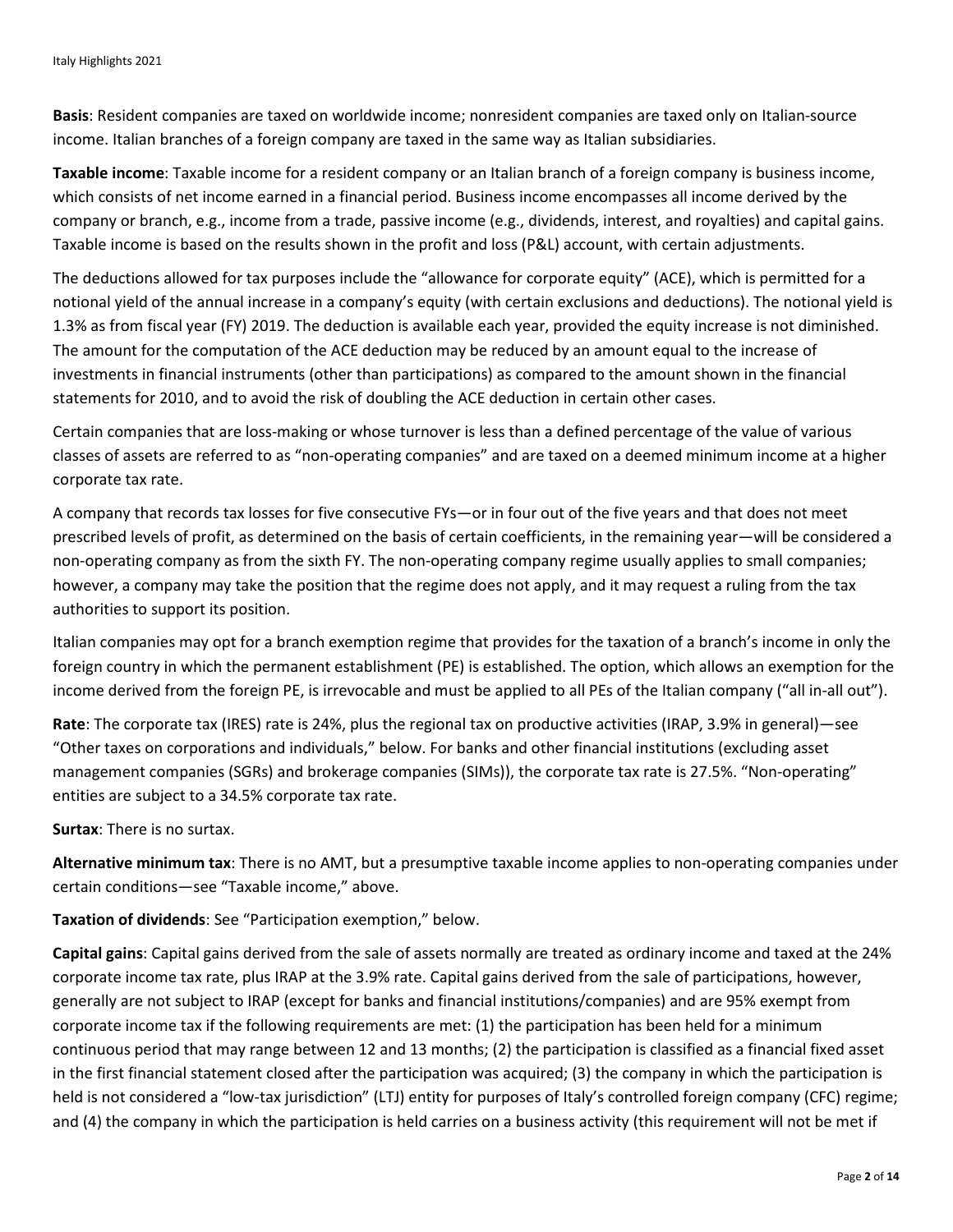**Basis**: Resident companies are taxed on worldwide income; nonresident companies are taxed only on Italian-source income. Italian branches of a foreign company are taxed in the same way as Italian subsidiaries.

**Taxable income**: Taxable income for a resident company or an Italian branch of a foreign company is business income, which consists of net income earned in a financial period. Business income encompasses all income derived by the company or branch, e.g., income from a trade, passive income (e.g., dividends, interest, and royalties) and capital gains. Taxable income is based on the results shown in the profit and loss (P&L) account, with certain adjustments.

The deductions allowed for tax purposes include the "allowance for corporate equity" (ACE), which is permitted for a notional yield of the annual increase in a company's equity (with certain exclusions and deductions). The notional yield is 1.3% as from fiscal year (FY) 2019. The deduction is available each year, provided the equity increase is not diminished. The amount for the computation of the ACE deduction may be reduced by an amount equal to the increase of investments in financial instruments (other than participations) as compared to the amount shown in the financial statements for 2010, and to avoid the risk of doubling the ACE deduction in certain other cases.

Certain companies that are loss-making or whose turnover is less than a defined percentage of the value of various classes of assets are referred to as "non-operating companies" and are taxed on a deemed minimum income at a higher corporate tax rate.

A company that records tax losses for five consecutive FYs—or in four out of the five years and that does not meet prescribed levels of profit, as determined on the basis of certain coefficients, in the remaining year—will be considered a non-operating company as from the sixth FY. The non-operating company regime usually applies to small companies; however, a company may take the position that the regime does not apply, and it may request a ruling from the tax authorities to support its position.

Italian companies may opt for a branch exemption regime that provides for the taxation of a branch's income in only the foreign country in which the permanent establishment (PE) is established. The option, which allows an exemption for the income derived from the foreign PE, is irrevocable and must be applied to all PEs of the Italian company ("all in-all out").

**Rate**: The corporate tax (IRES) rate is 24%, plus the regional tax on productive activities (IRAP, 3.9% in general)—see "Other taxes on corporations and individuals," below. For banks and other financial institutions (excluding asset management companies (SGRs) and brokerage companies (SIMs)), the corporate tax rate is 27.5%. "Non-operating" entities are subject to a 34.5% corporate tax rate.

**Surtax**: There is no surtax.

**Alternative minimum tax**: There is no AMT, but a presumptive taxable income applies to non-operating companies under certain conditions—see "Taxable income," above.

**Taxation of dividends**: See "Participation exemption," below.

**Capital gains**: Capital gains derived from the sale of assets normally are treated as ordinary income and taxed at the 24% corporate income tax rate, plus IRAP at the 3.9% rate. Capital gains derived from the sale of participations, however, generally are not subject to IRAP (except for banks and financial institutions/companies) and are 95% exempt from corporate income tax if the following requirements are met: (1) the participation has been held for a minimum continuous period that may range between 12 and 13 months; (2) the participation is classified as a financial fixed asset in the first financial statement closed after the participation was acquired; (3) the company in which the participation is held is not considered a "low-tax jurisdiction" (LTJ) entity for purposes of Italy's controlled foreign company (CFC) regime; and (4) the company in which the participation is held carries on a business activity (this requirement will not be met if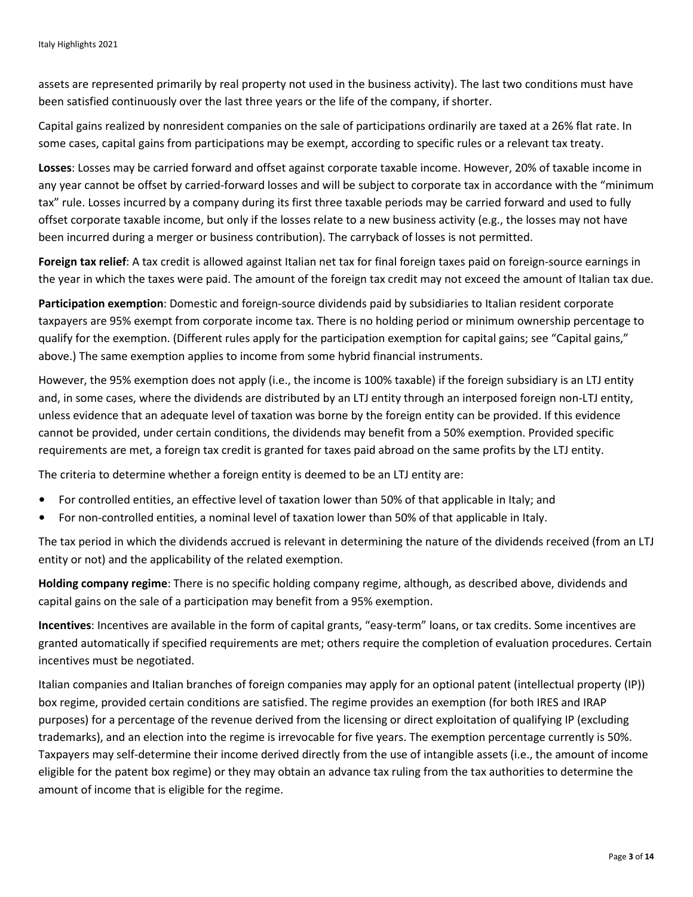assets are represented primarily by real property not used in the business activity). The last two conditions must have been satisfied continuously over the last three years or the life of the company, if shorter.

Capital gains realized by nonresident companies on the sale of participations ordinarily are taxed at a 26% flat rate. In some cases, capital gains from participations may be exempt, according to specific rules or a relevant tax treaty.

**Losses**: Losses may be carried forward and offset against corporate taxable income. However, 20% of taxable income in any year cannot be offset by carried-forward losses and will be subject to corporate tax in accordance with the "minimum tax" rule. Losses incurred by a company during its first three taxable periods may be carried forward and used to fully offset corporate taxable income, but only if the losses relate to a new business activity (e.g., the losses may not have been incurred during a merger or business contribution). The carryback of losses is not permitted.

**Foreign tax relief**: A tax credit is allowed against Italian net tax for final foreign taxes paid on foreign-source earnings in the year in which the taxes were paid. The amount of the foreign tax credit may not exceed the amount of Italian tax due.

**Participation exemption**: Domestic and foreign-source dividends paid by subsidiaries to Italian resident corporate taxpayers are 95% exempt from corporate income tax. There is no holding period or minimum ownership percentage to qualify for the exemption. (Different rules apply for the participation exemption for capital gains; see "Capital gains," above.) The same exemption applies to income from some hybrid financial instruments.

However, the 95% exemption does not apply (i.e., the income is 100% taxable) if the foreign subsidiary is an LTJ entity and, in some cases, where the dividends are distributed by an LTJ entity through an interposed foreign non-LTJ entity, unless evidence that an adequate level of taxation was borne by the foreign entity can be provided. If this evidence cannot be provided, under certain conditions, the dividends may benefit from a 50% exemption. Provided specific requirements are met, a foreign tax credit is granted for taxes paid abroad on the same profits by the LTJ entity.

The criteria to determine whether a foreign entity is deemed to be an LTJ entity are:

- For controlled entities, an effective level of taxation lower than 50% of that applicable in Italy; and
- For non-controlled entities, a nominal level of taxation lower than 50% of that applicable in Italy.

The tax period in which the dividends accrued is relevant in determining the nature of the dividends received (from an LTJ entity or not) and the applicability of the related exemption.

**Holding company regime**: There is no specific holding company regime, although, as described above, dividends and capital gains on the sale of a participation may benefit from a 95% exemption.

**Incentives**: Incentives are available in the form of capital grants, "easy-term" loans, or tax credits. Some incentives are granted automatically if specified requirements are met; others require the completion of evaluation procedures. Certain incentives must be negotiated.

Italian companies and Italian branches of foreign companies may apply for an optional patent (intellectual property (IP)) box regime, provided certain conditions are satisfied. The regime provides an exemption (for both IRES and IRAP purposes) for a percentage of the revenue derived from the licensing or direct exploitation of qualifying IP (excluding trademarks), and an election into the regime is irrevocable for five years. The exemption percentage currently is 50%. Taxpayers may self-determine their income derived directly from the use of intangible assets (i.e., the amount of income eligible for the patent box regime) or they may obtain an advance tax ruling from the tax authorities to determine the amount of income that is eligible for the regime.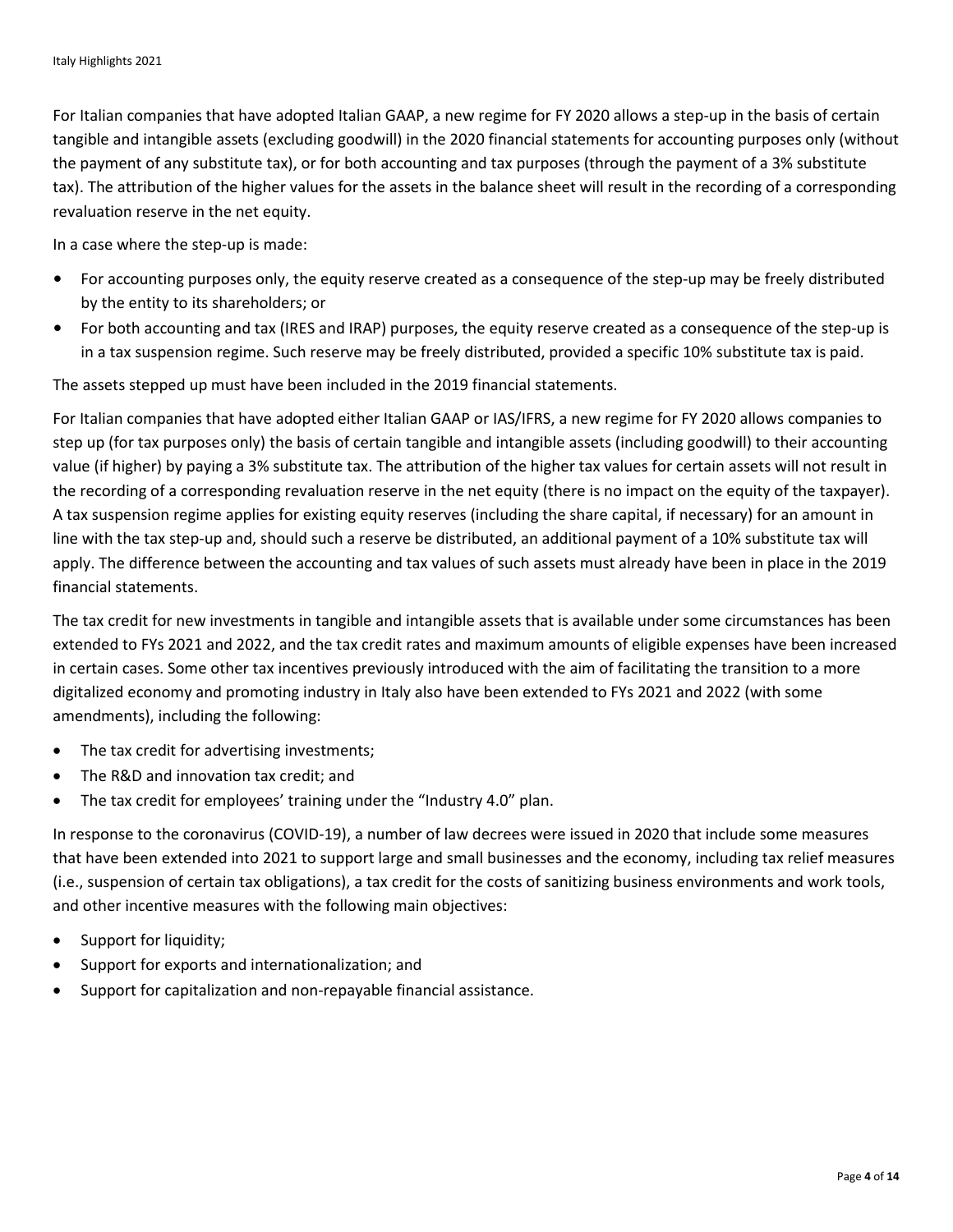For Italian companies that have adopted Italian GAAP, a new regime for FY 2020 allows a step-up in the basis of certain tangible and intangible assets (excluding goodwill) in the 2020 financial statements for accounting purposes only (without the payment of any substitute tax), or for both accounting and tax purposes (through the payment of a 3% substitute tax). The attribution of the higher values for the assets in the balance sheet will result in the recording of a corresponding revaluation reserve in the net equity.

In a case where the step-up is made:

- For accounting purposes only, the equity reserve created as a consequence of the step-up may be freely distributed by the entity to its shareholders; or
- For both accounting and tax (IRES and IRAP) purposes, the equity reserve created as a consequence of the step-up is in a tax suspension regime. Such reserve may be freely distributed, provided a specific 10% substitute tax is paid.

The assets stepped up must have been included in the 2019 financial statements.

For Italian companies that have adopted either Italian GAAP or IAS/IFRS, a new regime for FY 2020 allows companies to step up (for tax purposes only) the basis of certain tangible and intangible assets (including goodwill) to their accounting value (if higher) by paying a 3% substitute tax. The attribution of the higher tax values for certain assets will not result in the recording of a corresponding revaluation reserve in the net equity (there is no impact on the equity of the taxpayer). A tax suspension regime applies for existing equity reserves (including the share capital, if necessary) for an amount in line with the tax step-up and, should such a reserve be distributed, an additional payment of a 10% substitute tax will apply. The difference between the accounting and tax values of such assets must already have been in place in the 2019 financial statements.

The tax credit for new investments in tangible and intangible assets that is available under some circumstances has been extended to FYs 2021 and 2022, and the tax credit rates and maximum amounts of eligible expenses have been increased in certain cases. Some other tax incentives previously introduced with the aim of facilitating the transition to a more digitalized economy and promoting industry in Italy also have been extended to FYs 2021 and 2022 (with some amendments), including the following:

- The tax credit for advertising investments;
- The R&D and innovation tax credit; and
- The tax credit for employees' training under the "Industry 4.0" plan.

In response to the coronavirus (COVID-19), a number of law decrees were issued in 2020 that include some measures that have been extended into 2021 to support large and small businesses and the economy, including tax relief measures (i.e., suspension of certain tax obligations), a tax credit for the costs of sanitizing business environments and work tools, and other incentive measures with the following main objectives:

- Support for liquidity;
- Support for exports and internationalization; and
- Support for capitalization and non-repayable financial assistance.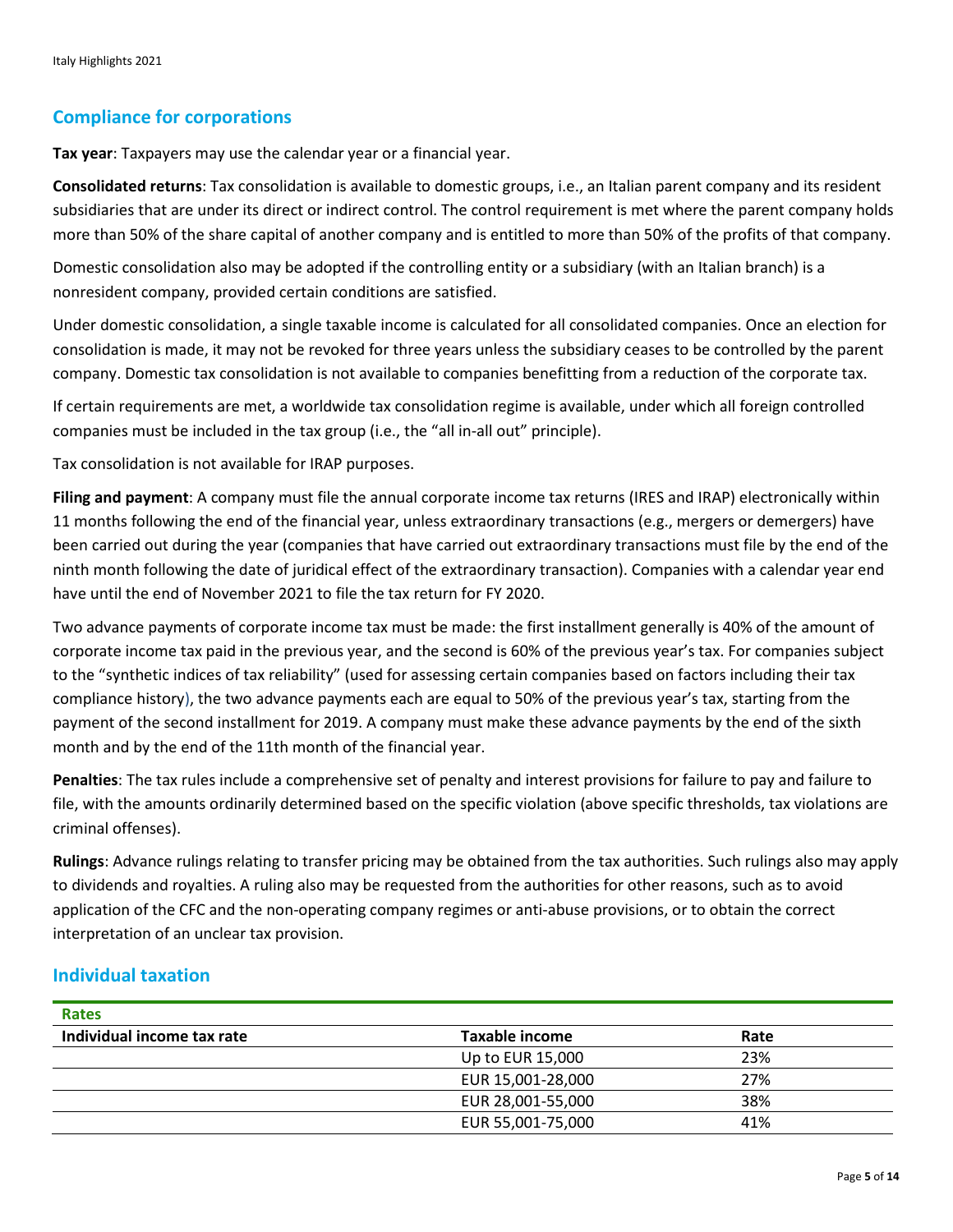## Compliance for corporations

**Tax year**: Taxpayers may use the calendar year or a financial year.

**Consolidated returns**: Tax consolidation is available to domestic groups, i.e., an Italian parent company and its resident subsidiaries that are under its direct or indirect control. The control requirement is met where the parent company holds more than 50% of the share capital of another company and is entitled to more than 50% of the profits of that company.

Domestic consolidation also may be adopted if the controlling entity or a subsidiary (with an Italian branch) is a nonresident company, provided certain conditions are satisfied.

Under domestic consolidation, a single taxable income is calculated for all consolidated companies. Once an election for consolidation is made, it may not be revoked for three years unless the subsidiary ceases to be controlled by the parent company. Domestic tax consolidation is not available to companies benefitting from a reduction of the corporate tax.

If certain requirements are met, a worldwide tax consolidation regime is available, under which all foreign controlled companies must be included in the tax group (i.e., the "all in-all out" principle).

Tax consolidation is not available for IRAP purposes.

**Filing and payment**: A company must file the annual corporate income tax returns (IRES and IRAP) electronically within 11 months following the end of the financial year, unless extraordinary transactions (e.g., mergers or demergers) have been carried out during the year (companies that have carried out extraordinary transactions must file by the end of the ninth month following the date of juridical effect of the extraordinary transaction). Companies with a calendar year end have until the end of November 2021 to file the tax return for FY 2020.

Two advance payments of corporate income tax must be made: the first installment generally is 40% of the amount of corporate income tax paid in the previous year, and the second is 60% of the previous year's tax. For companies subject to the "synthetic indices of tax reliability" (used for assessing certain companies based on factors including their tax compliance history), the two advance payments each are equal to 50% of the previous year's tax, starting from the payment of the second installment for 2019. A company must make these advance payments by the end of the sixth month and by the end of the 11th month of the financial year.

**Penalties**: The tax rules include a comprehensive set of penalty and interest provisions for failure to pay and failure to file, with the amounts ordinarily determined based on the specific violation (above specific thresholds, tax violations are criminal offenses).

**Rulings**: Advance rulings relating to transfer pricing may be obtained from the tax authorities. Such rulings also may apply to dividends and royalties. A ruling also may be requested from the authorities for other reasons, such as to avoid application of the CFC and the non-operating company regimes or anti-abuse provisions, or to obtain the correct interpretation of an unclear tax provision.

## Individual taxation

| Rates | | |
|---|---|---|
| **Individual income tax rate** | **Taxable income** | **Rate** |
| | Up to EUR 15,000 | 23% |
| | EUR 15,001-28,000 | 27% |
| | EUR 28,001-55,000 | 38% |
| | EUR 55,001-75,000 | 41% |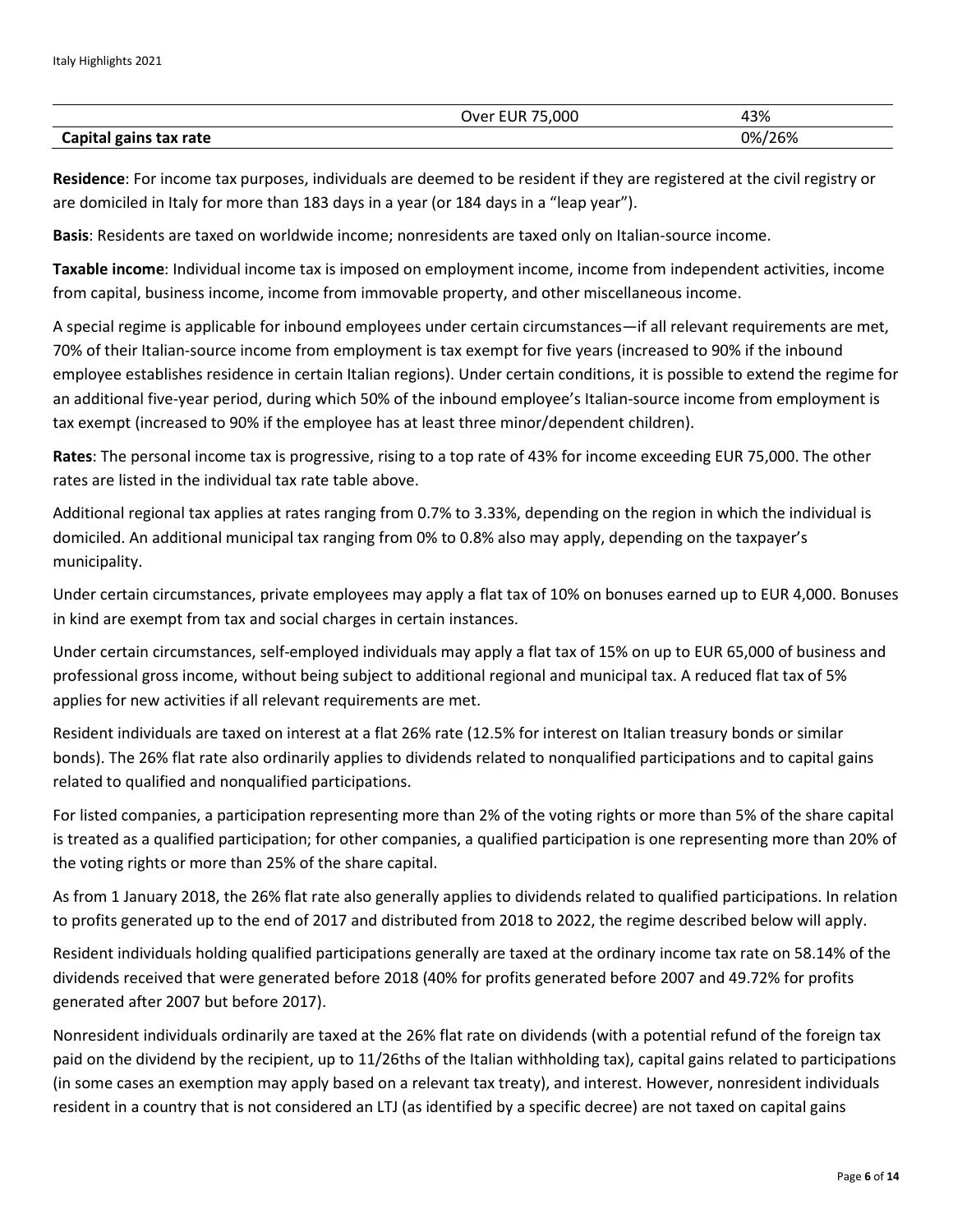| | | |
|---|---|---|
| | Over EUR 75,000 | 43% |
| **Capital gains tax rate** | | 0%/26% |

**Residence**: For income tax purposes, individuals are deemed to be resident if they are registered at the civil registry or are domiciled in Italy for more than 183 days in a year (or 184 days in a "leap year").

**Basis**: Residents are taxed on worldwide income; nonresidents are taxed only on Italian-source income.

**Taxable income**: Individual income tax is imposed on employment income, income from independent activities, income from capital, business income, income from immovable property, and other miscellaneous income.

A special regime is applicable for inbound employees under certain circumstances—if all relevant requirements are met, 70% of their Italian-source income from employment is tax exempt for five years (increased to 90% if the inbound employee establishes residence in certain Italian regions). Under certain conditions, it is possible to extend the regime for an additional five-year period, during which 50% of the inbound employee's Italian-source income from employment is tax exempt (increased to 90% if the employee has at least three minor/dependent children).

**Rates**: The personal income tax is progressive, rising to a top rate of 43% for income exceeding EUR 75,000. The other rates are listed in the individual tax rate table above.

Additional regional tax applies at rates ranging from 0.7% to 3.33%, depending on the region in which the individual is domiciled. An additional municipal tax ranging from 0% to 0.8% also may apply, depending on the taxpayer's municipality.

Under certain circumstances, private employees may apply a flat tax of 10% on bonuses earned up to EUR 4,000. Bonuses in kind are exempt from tax and social charges in certain instances.

Under certain circumstances, self-employed individuals may apply a flat tax of 15% on up to EUR 65,000 of business and professional gross income, without being subject to additional regional and municipal tax. A reduced flat tax of 5% applies for new activities if all relevant requirements are met.

Resident individuals are taxed on interest at a flat 26% rate (12.5% for interest on Italian treasury bonds or similar bonds). The 26% flat rate also ordinarily applies to dividends related to nonqualified participations and to capital gains related to qualified and nonqualified participations.

For listed companies, a participation representing more than 2% of the voting rights or more than 5% of the share capital is treated as a qualified participation; for other companies, a qualified participation is one representing more than 20% of the voting rights or more than 25% of the share capital.

As from 1 January 2018, the 26% flat rate also generally applies to dividends related to qualified participations. In relation to profits generated up to the end of 2017 and distributed from 2018 to 2022, the regime described below will apply.

Resident individuals holding qualified participations generally are taxed at the ordinary income tax rate on 58.14% of the dividends received that were generated before 2018 (40% for profits generated before 2007 and 49.72% for profits generated after 2007 but before 2017).

Nonresident individuals ordinarily are taxed at the 26% flat rate on dividends (with a potential refund of the foreign tax paid on the dividend by the recipient, up to 11/26ths of the Italian withholding tax), capital gains related to participations (in some cases an exemption may apply based on a relevant tax treaty), and interest. However, nonresident individuals resident in a country that is not considered an LTJ (as identified by a specific decree) are not taxed on capital gains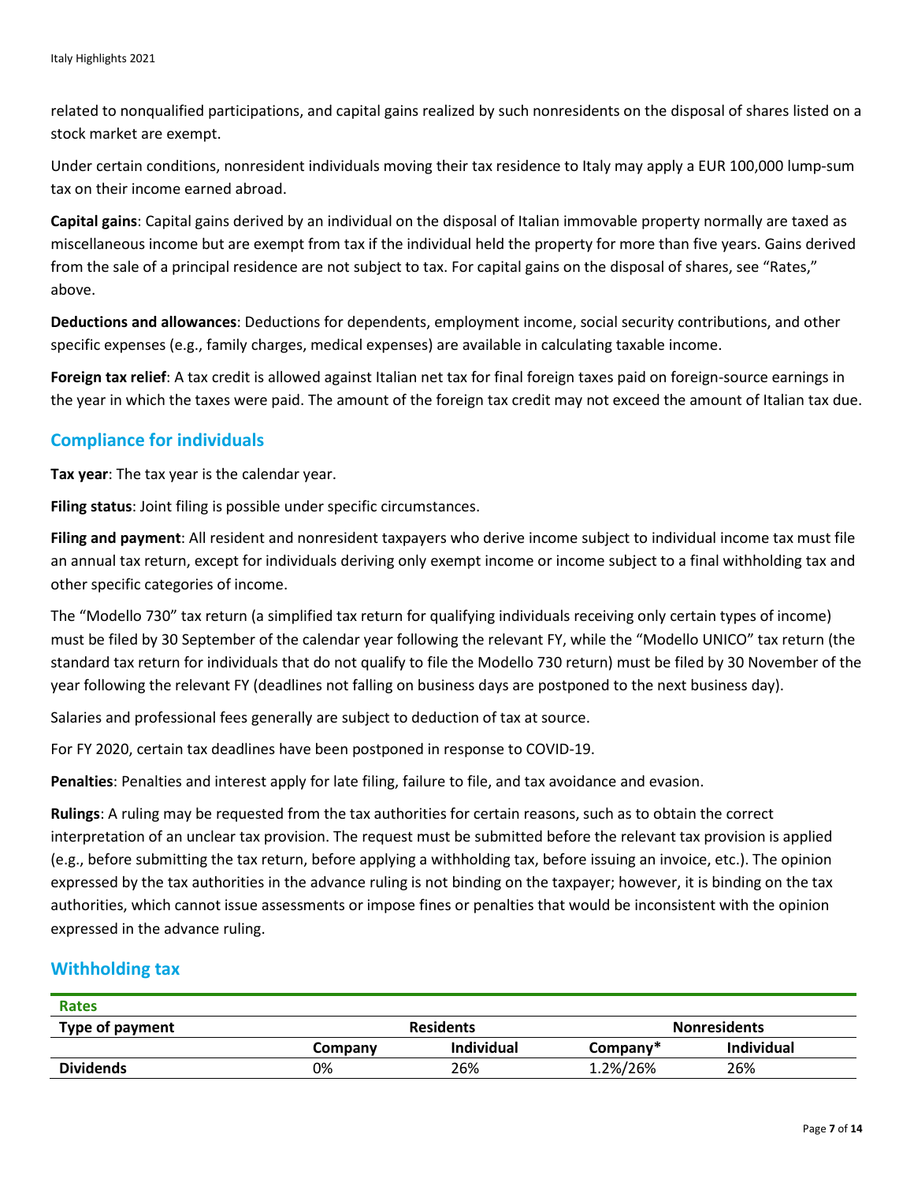related to nonqualified participations, and capital gains realized by such nonresidents on the disposal of shares listed on a stock market are exempt.

Under certain conditions, nonresident individuals moving their tax residence to Italy may apply a EUR 100,000 lump-sum tax on their income earned abroad.

**Capital gains**: Capital gains derived by an individual on the disposal of Italian immovable property normally are taxed as miscellaneous income but are exempt from tax if the individual held the property for more than five years. Gains derived from the sale of a principal residence are not subject to tax. For capital gains on the disposal of shares, see "Rates," above.

**Deductions and allowances**: Deductions for dependents, employment income, social security contributions, and other specific expenses (e.g., family charges, medical expenses) are available in calculating taxable income.

**Foreign tax relief**: A tax credit is allowed against Italian net tax for final foreign taxes paid on foreign-source earnings in the year in which the taxes were paid. The amount of the foreign tax credit may not exceed the amount of Italian tax due.

## Compliance for individuals

**Tax year**: The tax year is the calendar year.

**Filing status**: Joint filing is possible under specific circumstances.

**Filing and payment**: All resident and nonresident taxpayers who derive income subject to individual income tax must file an annual tax return, except for individuals deriving only exempt income or income subject to a final withholding tax and other specific categories of income.

The "Modello 730" tax return (a simplified tax return for qualifying individuals receiving only certain types of income) must be filed by 30 September of the calendar year following the relevant FY, while the "Modello UNICO" tax return (the standard tax return for individuals that do not qualify to file the Modello 730 return) must be filed by 30 November of the year following the relevant FY (deadlines not falling on business days are postponed to the next business day).

Salaries and professional fees generally are subject to deduction of tax at source.

For FY 2020, certain tax deadlines have been postponed in response to COVID-19.

**Penalties**: Penalties and interest apply for late filing, failure to file, and tax avoidance and evasion.

**Rulings**: A ruling may be requested from the tax authorities for certain reasons, such as to obtain the correct interpretation of an unclear tax provision. The request must be submitted before the relevant tax provision is applied (e.g., before submitting the tax return, before applying a withholding tax, before issuing an invoice, etc.). The opinion expressed by the tax authorities in the advance ruling is not binding on the taxpayer; however, it is binding on the tax authorities, which cannot issue assessments or impose fines or penalties that would be inconsistent with the opinion expressed in the advance ruling.

## Withholding tax

| Rates | | | | |
|---|---|---|---|---|
| **Type of payment** | **Residents** | | **Nonresidents** | |
| | **Company** | **Individual** | **Company*** | **Individual** |
| **Dividends** | 0% | 26% | 1.2%/26% | 26% |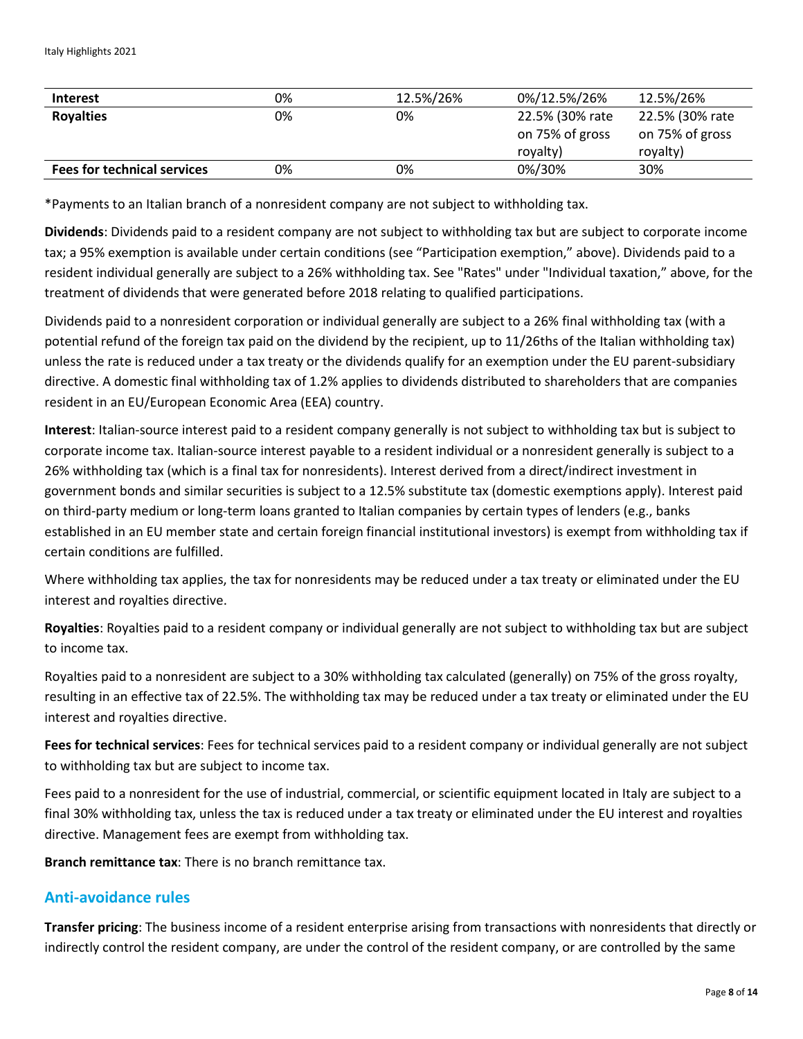| Interest | 0% | 12.5%/26% | 0%/12.5%/26% | 12.5%/26% |
|---|---|---|---|---|
| **Royalties** | 0% | 0% | 22.5% (30% rate on 75% of gross royalty) | 22.5% (30% rate on 75% of gross royalty) |
| **Fees for technical services** | 0% | 0% | 0%/30% | 30% |

*Payments to an Italian branch of a nonresident company are not subject to withholding tax.

**Dividends**: Dividends paid to a resident company are not subject to withholding tax but are subject to corporate income tax; a 95% exemption is available under certain conditions (see "Participation exemption," above). Dividends paid to a resident individual generally are subject to a 26% withholding tax. See "Rates" under "Individual taxation," above, for the treatment of dividends that were generated before 2018 relating to qualified participations.

Dividends paid to a nonresident corporation or individual generally are subject to a 26% final withholding tax (with a potential refund of the foreign tax paid on the dividend by the recipient, up to 11/26ths of the Italian withholding tax) unless the rate is reduced under a tax treaty or the dividends qualify for an exemption under the EU parent-subsidiary directive. A domestic final withholding tax of 1.2% applies to dividends distributed to shareholders that are companies resident in an EU/European Economic Area (EEA) country.

**Interest**: Italian-source interest paid to a resident company generally is not subject to withholding tax but is subject to corporate income tax. Italian-source interest payable to a resident individual or a nonresident generally is subject to a 26% withholding tax (which is a final tax for nonresidents). Interest derived from a direct/indirect investment in government bonds and similar securities is subject to a 12.5% substitute tax (domestic exemptions apply). Interest paid on third-party medium or long-term loans granted to Italian companies by certain types of lenders (e.g., banks established in an EU member state and certain foreign financial institutional investors) is exempt from withholding tax if certain conditions are fulfilled.

Where withholding tax applies, the tax for nonresidents may be reduced under a tax treaty or eliminated under the EU interest and royalties directive.

**Royalties**: Royalties paid to a resident company or individual generally are not subject to withholding tax but are subject to income tax.

Royalties paid to a nonresident are subject to a 30% withholding tax calculated (generally) on 75% of the gross royalty, resulting in an effective tax of 22.5%. The withholding tax may be reduced under a tax treaty or eliminated under the EU interest and royalties directive.

**Fees for technical services**: Fees for technical services paid to a resident company or individual generally are not subject to withholding tax but are subject to income tax.

Fees paid to a nonresident for the use of industrial, commercial, or scientific equipment located in Italy are subject to a final 30% withholding tax, unless the tax is reduced under a tax treaty or eliminated under the EU interest and royalties directive. Management fees are exempt from withholding tax.

**Branch remittance tax**: There is no branch remittance tax.

## Anti-avoidance rules

**Transfer pricing**: The business income of a resident enterprise arising from transactions with nonresidents that directly or indirectly control the resident company, are under the control of the resident company, or are controlled by the same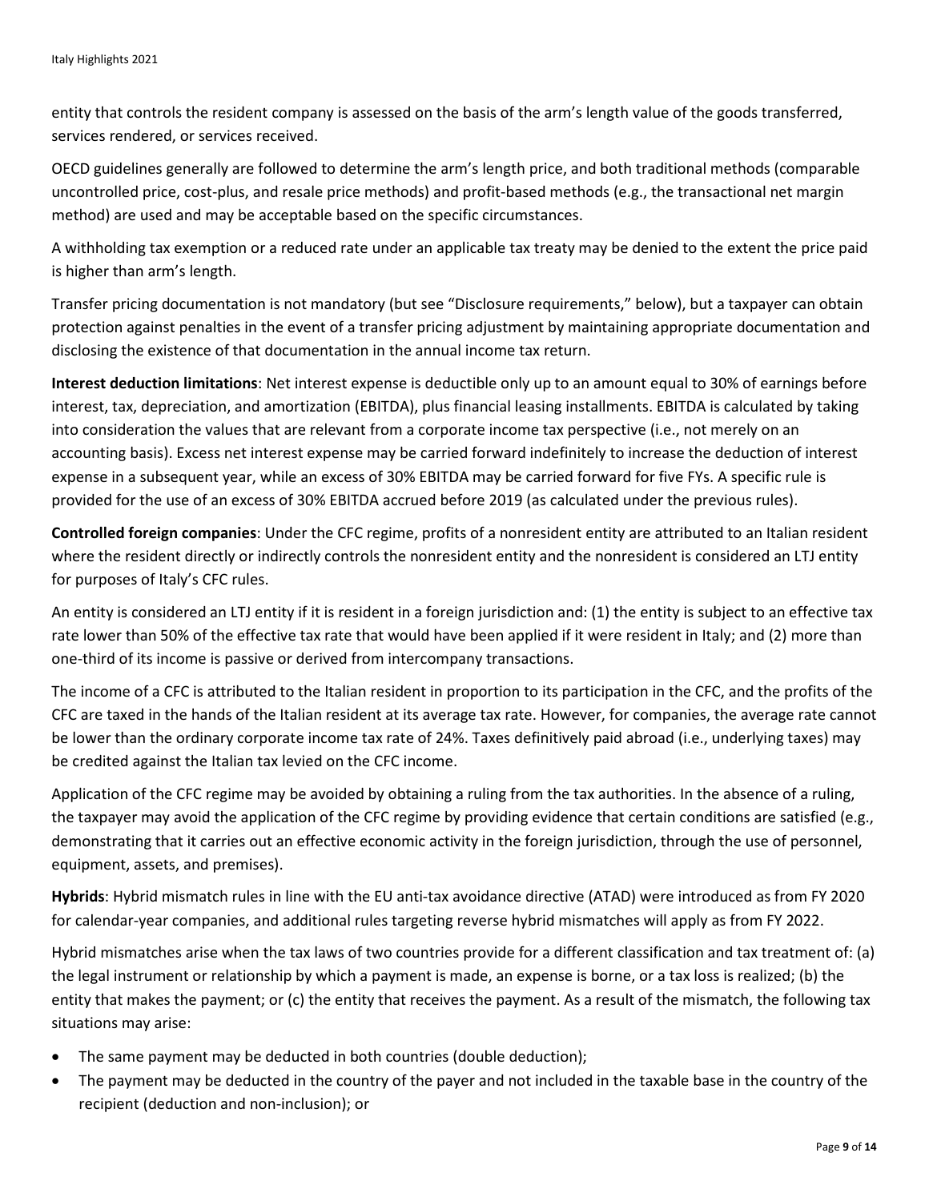entity that controls the resident company is assessed on the basis of the arm's length value of the goods transferred, services rendered, or services received.

OECD guidelines generally are followed to determine the arm's length price, and both traditional methods (comparable uncontrolled price, cost-plus, and resale price methods) and profit-based methods (e.g., the transactional net margin method) are used and may be acceptable based on the specific circumstances.

A withholding tax exemption or a reduced rate under an applicable tax treaty may be denied to the extent the price paid is higher than arm's length.

Transfer pricing documentation is not mandatory (but see "Disclosure requirements," below), but a taxpayer can obtain protection against penalties in the event of a transfer pricing adjustment by maintaining appropriate documentation and disclosing the existence of that documentation in the annual income tax return.

**Interest deduction limitations**: Net interest expense is deductible only up to an amount equal to 30% of earnings before interest, tax, depreciation, and amortization (EBITDA), plus financial leasing installments. EBITDA is calculated by taking into consideration the values that are relevant from a corporate income tax perspective (i.e., not merely on an accounting basis). Excess net interest expense may be carried forward indefinitely to increase the deduction of interest expense in a subsequent year, while an excess of 30% EBITDA may be carried forward for five FYs. A specific rule is provided for the use of an excess of 30% EBITDA accrued before 2019 (as calculated under the previous rules).

**Controlled foreign companies**: Under the CFC regime, profits of a nonresident entity are attributed to an Italian resident where the resident directly or indirectly controls the nonresident entity and the nonresident is considered an LTJ entity for purposes of Italy's CFC rules.

An entity is considered an LTJ entity if it is resident in a foreign jurisdiction and: (1) the entity is subject to an effective tax rate lower than 50% of the effective tax rate that would have been applied if it were resident in Italy; and (2) more than one-third of its income is passive or derived from intercompany transactions.

The income of a CFC is attributed to the Italian resident in proportion to its participation in the CFC, and the profits of the CFC are taxed in the hands of the Italian resident at its average tax rate. However, for companies, the average rate cannot be lower than the ordinary corporate income tax rate of 24%. Taxes definitively paid abroad (i.e., underlying taxes) may be credited against the Italian tax levied on the CFC income.

Application of the CFC regime may be avoided by obtaining a ruling from the tax authorities. In the absence of a ruling, the taxpayer may avoid the application of the CFC regime by providing evidence that certain conditions are satisfied (e.g., demonstrating that it carries out an effective economic activity in the foreign jurisdiction, through the use of personnel, equipment, assets, and premises).

**Hybrids**: Hybrid mismatch rules in line with the EU anti-tax avoidance directive (ATAD) were introduced as from FY 2020 for calendar-year companies, and additional rules targeting reverse hybrid mismatches will apply as from FY 2022.

Hybrid mismatches arise when the tax laws of two countries provide for a different classification and tax treatment of: (a) the legal instrument or relationship by which a payment is made, an expense is borne, or a tax loss is realized; (b) the entity that makes the payment; or (c) the entity that receives the payment. As a result of the mismatch, the following tax situations may arise:

- The same payment may be deducted in both countries (double deduction);
- The payment may be deducted in the country of the payer and not included in the taxable base in the country of the recipient (deduction and non-inclusion); or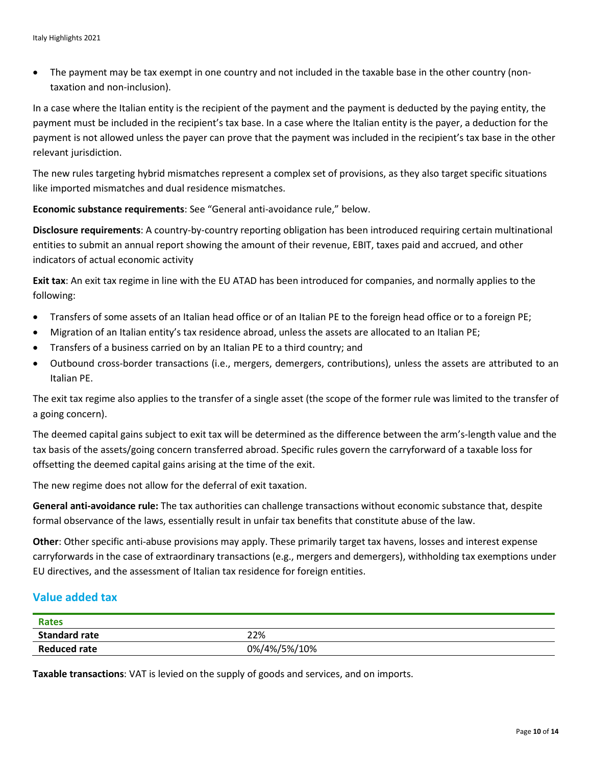- The payment may be tax exempt in one country and not included in the taxable base in the other country (non-taxation and non-inclusion).

In a case where the Italian entity is the recipient of the payment and the payment is deducted by the paying entity, the payment must be included in the recipient's tax base. In a case where the Italian entity is the payer, a deduction for the payment is not allowed unless the payer can prove that the payment was included in the recipient's tax base in the other relevant jurisdiction.

The new rules targeting hybrid mismatches represent a complex set of provisions, as they also target specific situations like imported mismatches and dual residence mismatches.

**Economic substance requirements**: See "General anti-avoidance rule," below.

**Disclosure requirements**: A country-by-country reporting obligation has been introduced requiring certain multinational entities to submit an annual report showing the amount of their revenue, EBIT, taxes paid and accrued, and other indicators of actual economic activity

**Exit tax**: An exit tax regime in line with the EU ATAD has been introduced for companies, and normally applies to the following:

- Transfers of some assets of an Italian head office or of an Italian PE to the foreign head office or to a foreign PE;
- Migration of an Italian entity's tax residence abroad, unless the assets are allocated to an Italian PE;
- Transfers of a business carried on by an Italian PE to a third country; and
- Outbound cross-border transactions (i.e., mergers, demergers, contributions), unless the assets are attributed to an Italian PE.

The exit tax regime also applies to the transfer of a single asset (the scope of the former rule was limited to the transfer of a going concern).

The deemed capital gains subject to exit tax will be determined as the difference between the arm's-length value and the tax basis of the assets/going concern transferred abroad. Specific rules govern the carryforward of a taxable loss for offsetting the deemed capital gains arising at the time of the exit.

The new regime does not allow for the deferral of exit taxation.

**General anti-avoidance rule:** The tax authorities can challenge transactions without economic substance that, despite formal observance of the laws, essentially result in unfair tax benefits that constitute abuse of the law.

**Other**: Other specific anti-abuse provisions may apply. These primarily target tax havens, losses and interest expense carryforwards in the case of extraordinary transactions (e.g., mergers and demergers), withholding tax exemptions under EU directives, and the assessment of Italian tax residence for foreign entities.

## Value added tax

| Rates | |
|---|---|
| **Standard rate** | 22% |
| **Reduced rate** | 0%/4%/5%/10% |

**Taxable transactions**: VAT is levied on the supply of goods and services, and on imports.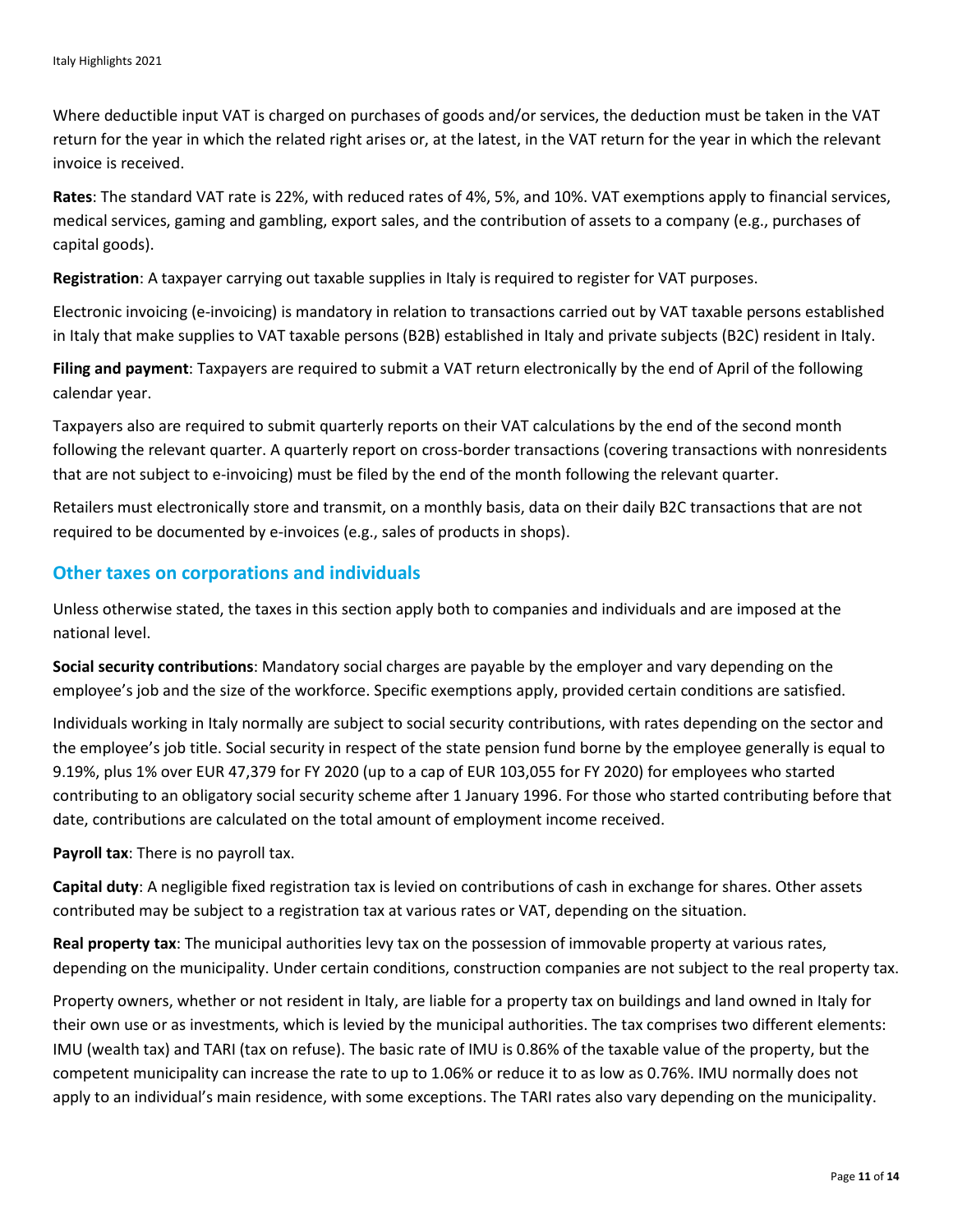Where deductible input VAT is charged on purchases of goods and/or services, the deduction must be taken in the VAT return for the year in which the related right arises or, at the latest, in the VAT return for the year in which the relevant invoice is received.

**Rates**: The standard VAT rate is 22%, with reduced rates of 4%, 5%, and 10%. VAT exemptions apply to financial services, medical services, gaming and gambling, export sales, and the contribution of assets to a company (e.g., purchases of capital goods).

**Registration**: A taxpayer carrying out taxable supplies in Italy is required to register for VAT purposes.

Electronic invoicing (e-invoicing) is mandatory in relation to transactions carried out by VAT taxable persons established in Italy that make supplies to VAT taxable persons (B2B) established in Italy and private subjects (B2C) resident in Italy.

**Filing and payment**: Taxpayers are required to submit a VAT return electronically by the end of April of the following calendar year.

Taxpayers also are required to submit quarterly reports on their VAT calculations by the end of the second month following the relevant quarter. A quarterly report on cross-border transactions (covering transactions with nonresidents that are not subject to e-invoicing) must be filed by the end of the month following the relevant quarter.

Retailers must electronically store and transmit, on a monthly basis, data on their daily B2C transactions that are not required to be documented by e-invoices (e.g., sales of products in shops).

## Other taxes on corporations and individuals

Unless otherwise stated, the taxes in this section apply both to companies and individuals and are imposed at the national level.

**Social security contributions**: Mandatory social charges are payable by the employer and vary depending on the employee's job and the size of the workforce. Specific exemptions apply, provided certain conditions are satisfied.

Individuals working in Italy normally are subject to social security contributions, with rates depending on the sector and the employee's job title. Social security in respect of the state pension fund borne by the employee generally is equal to 9.19%, plus 1% over EUR 47,379 for FY 2020 (up to a cap of EUR 103,055 for FY 2020) for employees who started contributing to an obligatory social security scheme after 1 January 1996. For those who started contributing before that date, contributions are calculated on the total amount of employment income received.

**Payroll tax**: There is no payroll tax.

**Capital duty**: A negligible fixed registration tax is levied on contributions of cash in exchange for shares. Other assets contributed may be subject to a registration tax at various rates or VAT, depending on the situation.

**Real property tax**: The municipal authorities levy tax on the possession of immovable property at various rates, depending on the municipality. Under certain conditions, construction companies are not subject to the real property tax.

Property owners, whether or not resident in Italy, are liable for a property tax on buildings and land owned in Italy for their own use or as investments, which is levied by the municipal authorities. The tax comprises two different elements: IMU (wealth tax) and TARI (tax on refuse). The basic rate of IMU is 0.86% of the taxable value of the property, but the competent municipality can increase the rate to up to 1.06% or reduce it to as low as 0.76%. IMU normally does not apply to an individual's main residence, with some exceptions. The TARI rates also vary depending on the municipality.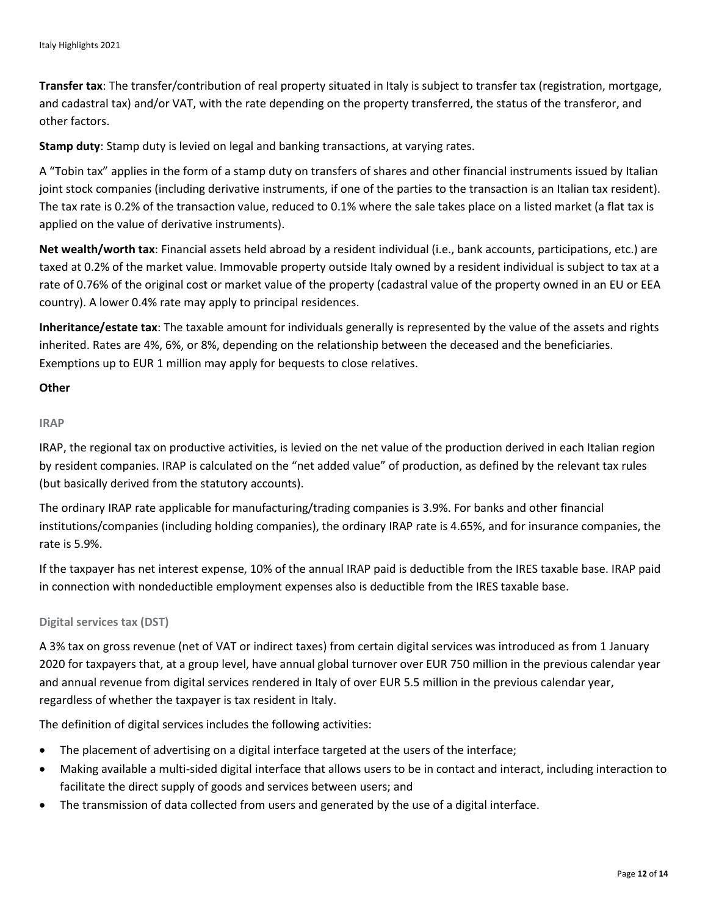**Transfer tax**: The transfer/contribution of real property situated in Italy is subject to transfer tax (registration, mortgage, and cadastral tax) and/or VAT, with the rate depending on the property transferred, the status of the transferor, and other factors.

**Stamp duty**: Stamp duty is levied on legal and banking transactions, at varying rates.

A "Tobin tax" applies in the form of a stamp duty on transfers of shares and other financial instruments issued by Italian joint stock companies (including derivative instruments, if one of the parties to the transaction is an Italian tax resident). The tax rate is 0.2% of the transaction value, reduced to 0.1% where the sale takes place on a listed market (a flat tax is applied on the value of derivative instruments).

**Net wealth/worth tax**: Financial assets held abroad by a resident individual (i.e., bank accounts, participations, etc.) are taxed at 0.2% of the market value. Immovable property outside Italy owned by a resident individual is subject to tax at a rate of 0.76% of the original cost or market value of the property (cadastral value of the property owned in an EU or EEA country). A lower 0.4% rate may apply to principal residences.

**Inheritance/estate tax**: The taxable amount for individuals generally is represented by the value of the assets and rights inherited. Rates are 4%, 6%, or 8%, depending on the relationship between the deceased and the beneficiaries. Exemptions up to EUR 1 million may apply for bequests to close relatives.

**Other**

### IRAP

IRAP, the regional tax on productive activities, is levied on the net value of the production derived in each Italian region by resident companies. IRAP is calculated on the "net added value" of production, as defined by the relevant tax rules (but basically derived from the statutory accounts).

The ordinary IRAP rate applicable for manufacturing/trading companies is 3.9%. For banks and other financial institutions/companies (including holding companies), the ordinary IRAP rate is 4.65%, and for insurance companies, the rate is 5.9%.

If the taxpayer has net interest expense, 10% of the annual IRAP paid is deductible from the IRES taxable base. IRAP paid in connection with nondeductible employment expenses also is deductible from the IRES taxable base.

### Digital services tax (DST)

A 3% tax on gross revenue (net of VAT or indirect taxes) from certain digital services was introduced as from 1 January 2020 for taxpayers that, at a group level, have annual global turnover over EUR 750 million in the previous calendar year and annual revenue from digital services rendered in Italy of over EUR 5.5 million in the previous calendar year, regardless of whether the taxpayer is tax resident in Italy.

The definition of digital services includes the following activities:

- The placement of advertising on a digital interface targeted at the users of the interface;
- Making available a multi-sided digital interface that allows users to be in contact and interact, including interaction to facilitate the direct supply of goods and services between users; and
- The transmission of data collected from users and generated by the use of a digital interface.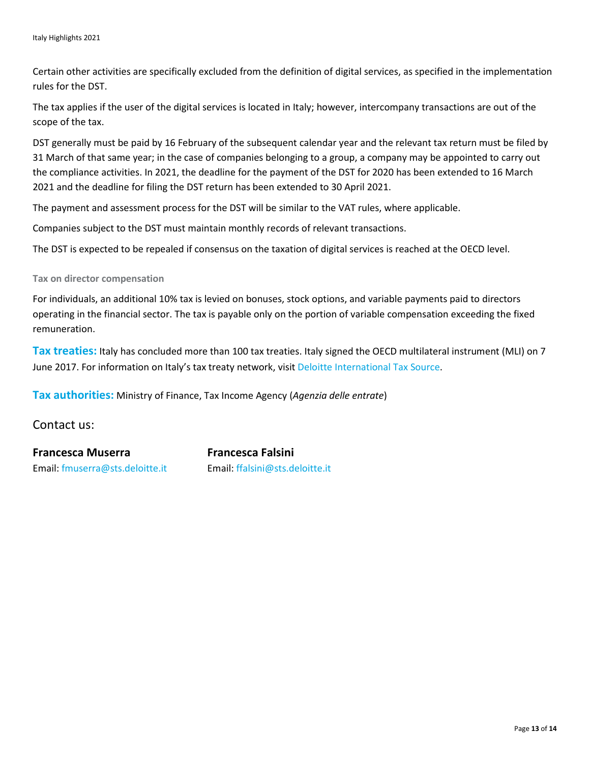Certain other activities are specifically excluded from the definition of digital services, as specified in the implementation rules for the DST.

The tax applies if the user of the digital services is located in Italy; however, intercompany transactions are out of the scope of the tax.

DST generally must be paid by 16 February of the subsequent calendar year and the relevant tax return must be filed by 31 March of that same year; in the case of companies belonging to a group, a company may be appointed to carry out the compliance activities. In 2021, the deadline for the payment of the DST for 2020 has been extended to 16 March 2021 and the deadline for filing the DST return has been extended to 30 April 2021.

The payment and assessment process for the DST will be similar to the VAT rules, where applicable.

Companies subject to the DST must maintain monthly records of relevant transactions.

The DST is expected to be repealed if consensus on the taxation of digital services is reached at the OECD level.

### Tax on director compensation

For individuals, an additional 10% tax is levied on bonuses, stock options, and variable payments paid to directors operating in the financial sector. The tax is payable only on the portion of variable compensation exceeding the fixed remuneration.

**Tax treaties:** Italy has concluded more than 100 tax treaties. Italy signed the OECD multilateral instrument (MLI) on 7 June 2017. For information on Italy's tax treaty network, visit Deloitte International Tax Source.

**Tax authorities:** Ministry of Finance, Tax Income Agency (*Agenzia delle entrate*)

## Contact us:

**Francesca Muserra**
Email: fmuserra@sts.deloitte.it

**Francesca Falsini**
Email: ffalsini@sts.deloitte.it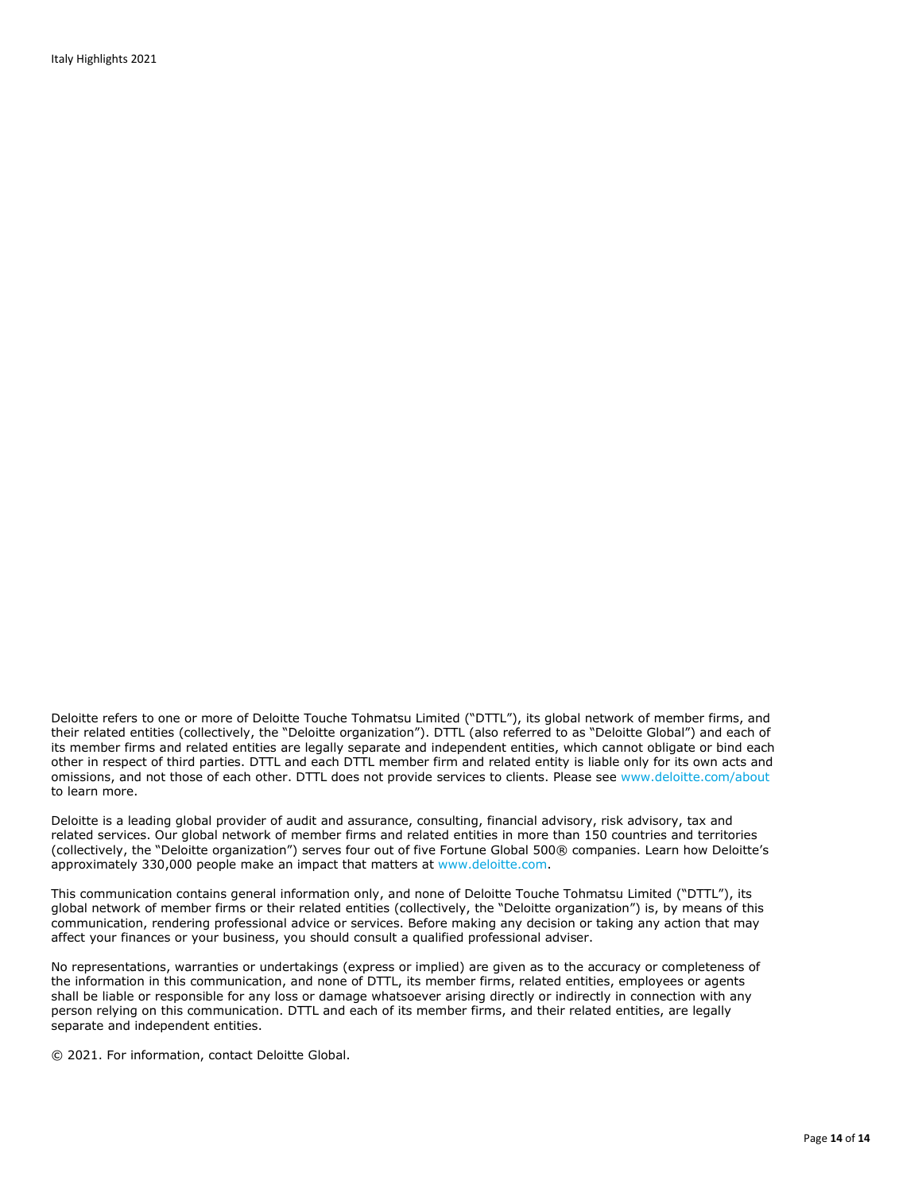Deloitte refers to one or more of Deloitte Touche Tohmatsu Limited ("DTTL"), its global network of member firms, and their related entities (collectively, the "Deloitte organization"). DTTL (also referred to as "Deloitte Global") and each of its member firms and related entities are legally separate and independent entities, which cannot obligate or bind each other in respect of third parties. DTTL and each DTTL member firm and related entity is liable only for its own acts and omissions, and not those of each other. DTTL does not provide services to clients. Please see www.deloitte.com/about to learn more.

Deloitte is a leading global provider of audit and assurance, consulting, financial advisory, risk advisory, tax and related services. Our global network of member firms and related entities in more than 150 countries and territories (collectively, the "Deloitte organization") serves four out of five Fortune Global 500® companies. Learn how Deloitte's approximately 330,000 people make an impact that matters at www.deloitte.com.

This communication contains general information only, and none of Deloitte Touche Tohmatsu Limited ("DTTL"), its global network of member firms or their related entities (collectively, the "Deloitte organization") is, by means of this communication, rendering professional advice or services. Before making any decision or taking any action that may affect your finances or your business, you should consult a qualified professional adviser.

No representations, warranties or undertakings (express or implied) are given as to the accuracy or completeness of the information in this communication, and none of DTTL, its member firms, related entities, employees or agents shall be liable or responsible for any loss or damage whatsoever arising directly or indirectly in connection with any person relying on this communication. DTTL and each of its member firms, and their related entities, are legally separate and independent entities.

© 2021. For information, contact Deloitte Global.